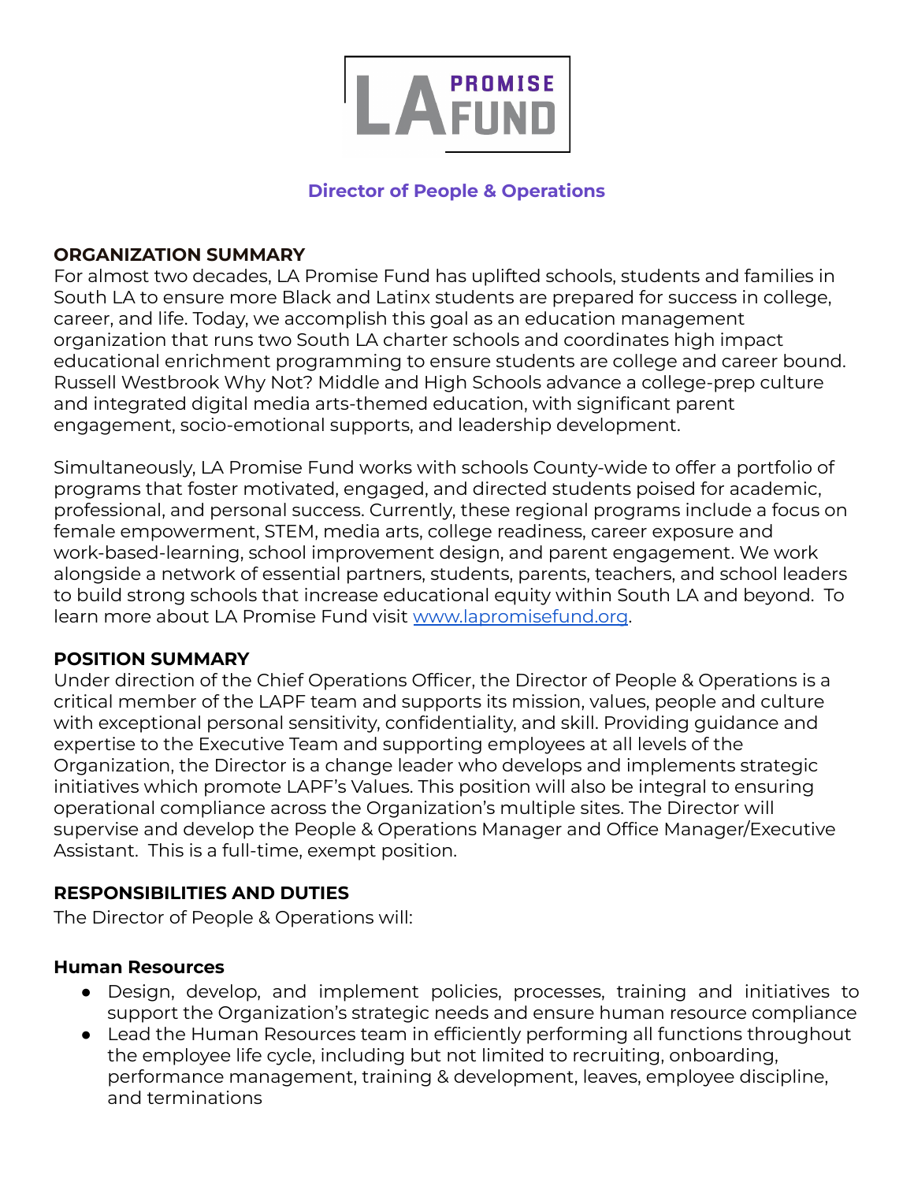# LA PROMISE FUND

## Director of People & Operations

**ORGANIZATION SUMMARY**

For almost two decades, LA Promise Fund has uplifted schools, students and families in South LA to ensure more Black and Latinx students are prepared for success in college, career, and life. Today, we accomplish this goal as an education management organization that runs two South LA charter schools and coordinates high impact educational enrichment programming to ensure students are college and career bound. Russell Westbrook Why Not? Middle and High Schools advance a college-prep culture and integrated digital media arts-themed education, with significant parent engagement, socio-emotional supports, and leadership development.

Simultaneously, LA Promise Fund works with schools County-wide to offer a portfolio of programs that foster motivated, engaged, and directed students poised for academic, professional, and personal success. Currently, these regional programs include a focus on female empowerment, STEM, media arts, college readiness, career exposure and work-based-learning, school improvement design, and parent engagement. We work alongside a network of essential partners, students, parents, teachers, and school leaders to build strong schools that increase educational equity within South LA and beyond. To learn more about LA Promise Fund visit [www.lapromisefund.org](http://www.lapromisefund.org).

**POSITION SUMMARY**

Under direction of the Chief Operations Officer, the Director of People & Operations is a critical member of the LAPF team and supports its mission, values, people and culture with exceptional personal sensitivity, confidentiality, and skill. Providing guidance and expertise to the Executive Team and supporting employees at all levels of the Organization, the Director is a change leader who develops and implements strategic initiatives which promote LAPF's Values. This position will also be integral to ensuring operational compliance across the Organization's multiple sites. The Director will supervise and develop the People & Operations Manager and Office Manager/Executive Assistant. This is a full-time, exempt position.

**RESPONSIBILITIES AND DUTIES**

The Director of People & Operations will:

**Human Resources**

- Design, develop, and implement policies, processes, training and initiatives to support the Organization's strategic needs and ensure human resource compliance
- Lead the Human Resources team in efficiently performing all functions throughout the employee life cycle, including but not limited to recruiting, onboarding, performance management, training & development, leaves, employee discipline, and terminations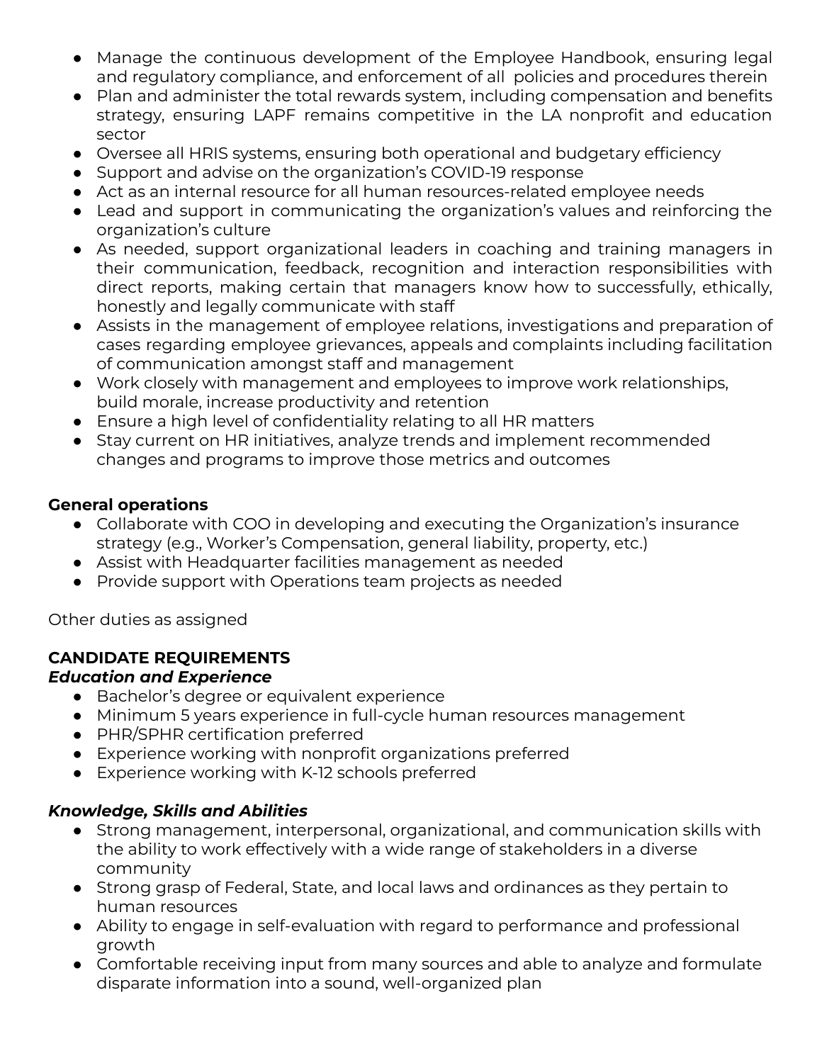- Manage the continuous development of the Employee Handbook, ensuring legal and regulatory compliance, and enforcement of all policies and procedures therein
- Plan and administer the total rewards system, including compensation and benefits strategy, ensuring LAPF remains competitive in the LA nonprofit and education sector
- Oversee all HRIS systems, ensuring both operational and budgetary efficiency
- Support and advise on the organization's COVID-19 response
- Act as an internal resource for all human resources-related employee needs
- Lead and support in communicating the organization's values and reinforcing the organization's culture
- As needed, support organizational leaders in coaching and training managers in their communication, feedback, recognition and interaction responsibilities with direct reports, making certain that managers know how to successfully, ethically, honestly and legally communicate with staff
- Assists in the management of employee relations, investigations and preparation of cases regarding employee grievances, appeals and complaints including facilitation of communication amongst staff and management
- Work closely with management and employees to improve work relationships, build morale, increase productivity and retention
- Ensure a high level of confidentiality relating to all HR matters
- Stay current on HR initiatives, analyze trends and implement recommended changes and programs to improve those metrics and outcomes

**General operations**

- Collaborate with COO in developing and executing the Organization's insurance strategy (e.g., Worker's Compensation, general liability, property, etc.)
- Assist with Headquarter facilities management as needed
- Provide support with Operations team projects as needed

Other duties as assigned

## CANDIDATE REQUIREMENTS

### *Education and Experience*

- Bachelor's degree or equivalent experience
- Minimum 5 years experience in full-cycle human resources management
- PHR/SPHR certification preferred
- Experience working with nonprofit organizations preferred
- Experience working with K-12 schools preferred

### *Knowledge, Skills and Abilities*

- Strong management, interpersonal, organizational, and communication skills with the ability to work effectively with a wide range of stakeholders in a diverse community
- Strong grasp of Federal, State, and local laws and ordinances as they pertain to human resources
- Ability to engage in self-evaluation with regard to performance and professional growth
- Comfortable receiving input from many sources and able to analyze and formulate disparate information into a sound, well-organized plan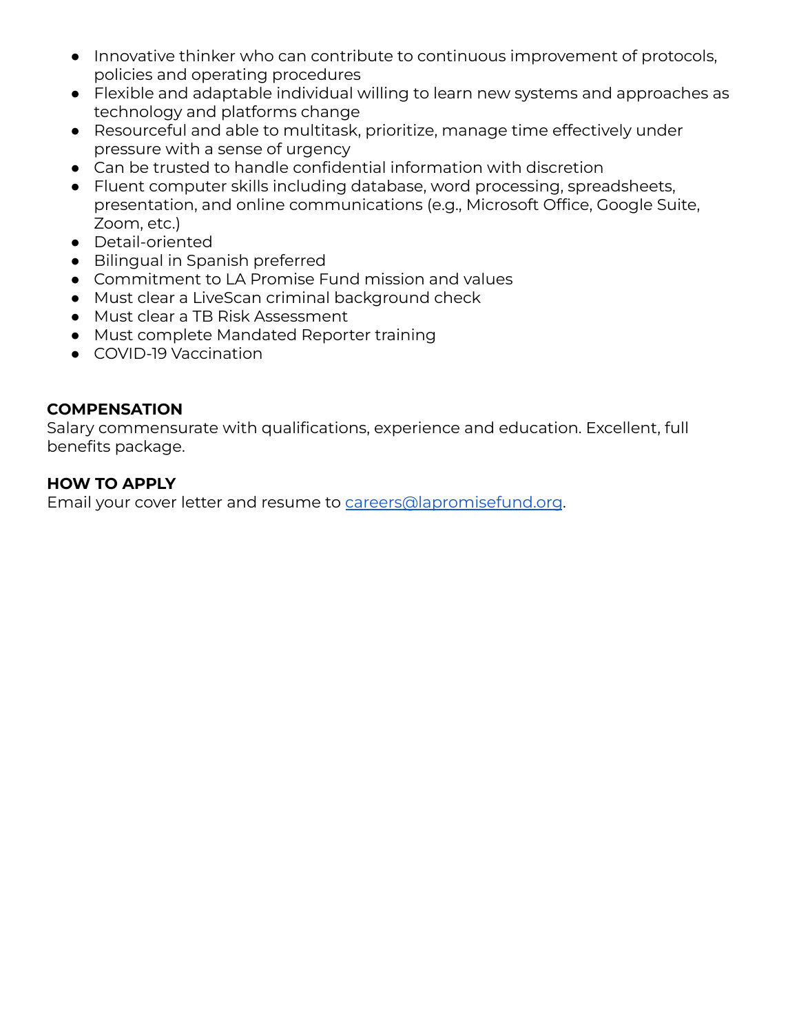- Innovative thinker who can contribute to continuous improvement of protocols, policies and operating procedures
- Flexible and adaptable individual willing to learn new systems and approaches as technology and platforms change
- Resourceful and able to multitask, prioritize, manage time effectively under pressure with a sense of urgency
- Can be trusted to handle confidential information with discretion
- Fluent computer skills including database, word processing, spreadsheets, presentation, and online communications (e.g., Microsoft Office, Google Suite, Zoom, etc.)
- Detail-oriented
- Bilingual in Spanish preferred
- Commitment to LA Promise Fund mission and values
- Must clear a LiveScan criminal background check
- Must clear a TB Risk Assessment
- Must complete Mandated Reporter training
- COVID-19 Vaccination

**COMPENSATION**

Salary commensurate with qualifications, experience and education. Excellent, full benefits package.

**HOW TO APPLY**

Email your cover letter and resume to careers@lapromisefund.org.